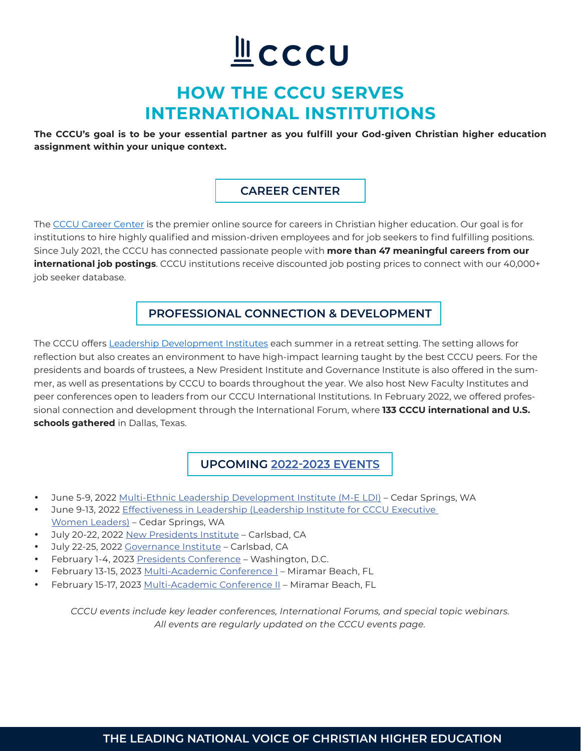CCCU

# HOW THE CCCU SERVES INTERNATIONAL INSTITUTIONS

**The CCCU's goal is to be your essential partner as you fulfill your God-given Christian higher education assignment within your unique context.**

## CAREER CENTER

The CCCU Career Center is the premier online source for careers in Christian higher education. Our goal is for institutions to hire highly qualified and mission-driven employees and for job seekers to find fulfilling positions. Since July 2021, the CCCU has connected passionate people with **more than 47 meaningful careers from our international job postings**. CCCU institutions receive discounted job posting prices to connect with our 40,000+ job seeker database.

## PROFESSIONAL CONNECTION & DEVELOPMENT

The CCCU offers Leadership Development Institutes each summer in a retreat setting. The setting allows for reflection but also creates an environment to have high-impact learning taught by the best CCCU peers. For the presidents and boards of trustees, a New President Institute and Governance Institute is also offered in the summer, as well as presentations by CCCU to boards throughout the year. We also host New Faculty Institutes and peer conferences open to leaders from our CCCU International Institutions. In February 2022, we offered professional connection and development through the International Forum, where **133 CCCU international and U.S. schools gathered** in Dallas, Texas.

## UPCOMING 2022-2023 EVENTS

- June 5-9, 2022 Multi-Ethnic Leadership Development Institute (M-E LDI) – Cedar Springs, WA
- June 9-13, 2022 Effectiveness in Leadership (Leadership Institute for CCCU Executive Women Leaders) – Cedar Springs, WA
- July 20-22, 2022 New Presidents Institute – Carlsbad, CA
- July 22-25, 2022 Governance Institute – Carlsbad, CA
- February 1-4, 2023 Presidents Conference – Washington, D.C.
- February 13-15, 2023 Multi-Academic Conference I – Miramar Beach, FL
- February 15-17, 2023 Multi-Academic Conference II – Miramar Beach, FL

*CCCU events include key leader conferences, International Forums, and special topic webinars. All events are regularly updated on the CCCU events page.*

THE LEADING NATIONAL VOICE OF CHRISTIAN HIGHER EDUCATION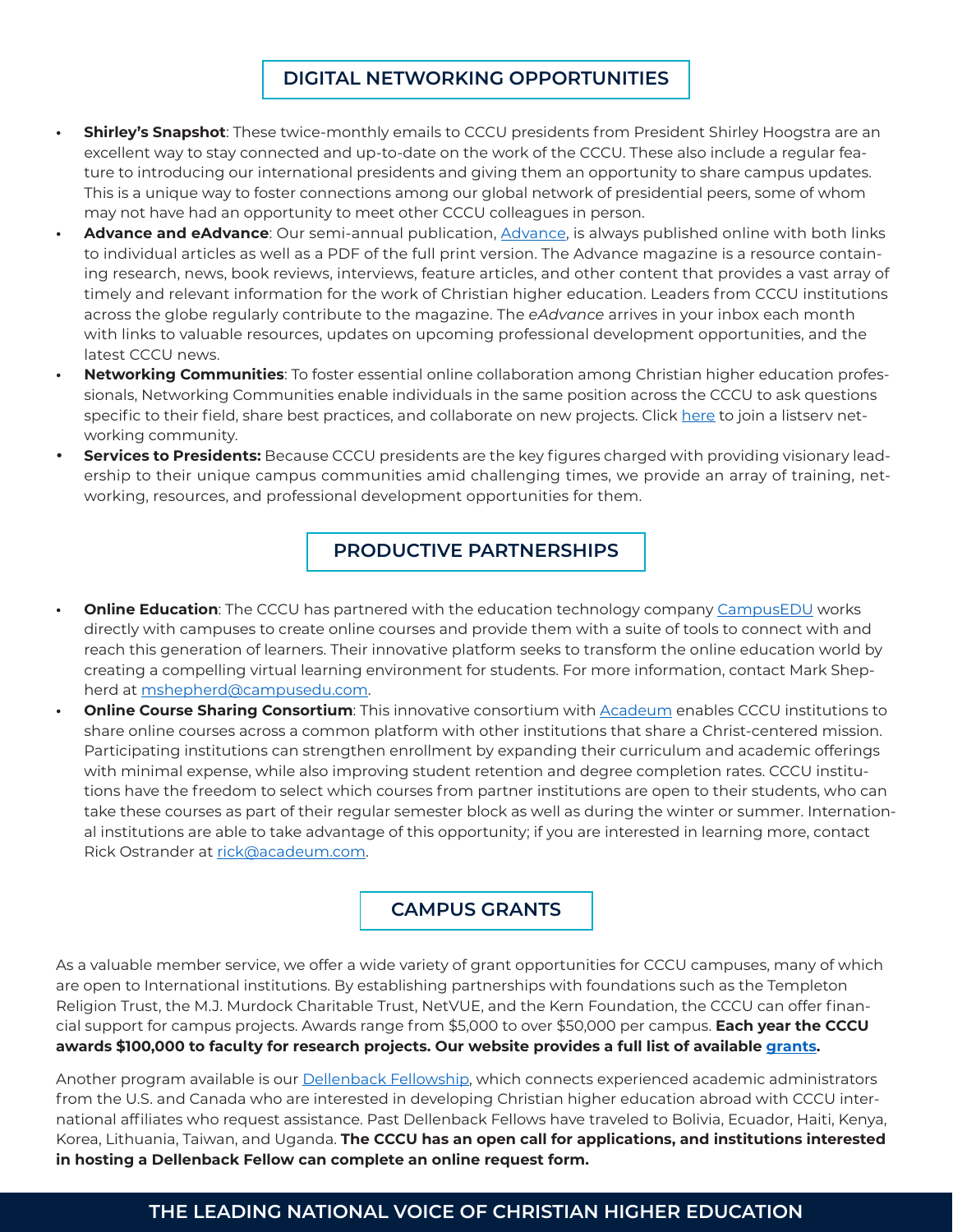## DIGITAL NETWORKING OPPORTUNITIES

- **Shirley's Snapshot**: These twice-monthly emails to CCCU presidents from President Shirley Hoogstra are an excellent way to stay connected and up-to-date on the work of the CCCU. These also include a regular feature to introducing our international presidents and giving them an opportunity to share campus updates. This is a unique way to foster connections among our global network of presidential peers, some of whom may not have had an opportunity to meet other CCCU colleagues in person.
- **Advance and eAdvance**: Our semi-annual publication, Advance, is always published online with both links to individual articles as well as a PDF of the full print version. The Advance magazine is a resource containing research, news, book reviews, interviews, feature articles, and other content that provides a vast array of timely and relevant information for the work of Christian higher education. Leaders from CCCU institutions across the globe regularly contribute to the magazine. The *eAdvance* arrives in your inbox each month with links to valuable resources, updates on upcoming professional development opportunities, and the latest CCCU news.
- **Networking Communities**: To foster essential online collaboration among Christian higher education professionals, Networking Communities enable individuals in the same position across the CCCU to ask questions specific to their field, share best practices, and collaborate on new projects. Click here to join a listserv networking community.
- **Services to Presidents:** Because CCCU presidents are the key figures charged with providing visionary leadership to their unique campus communities amid challenging times, we provide an array of training, networking, resources, and professional development opportunities for them.

## PRODUCTIVE PARTNERSHIPS

- **Online Education**: The CCCU has partnered with the education technology company CampusEDU works directly with campuses to create online courses and provide them with a suite of tools to connect with and reach this generation of learners. Their innovative platform seeks to transform the online education world by creating a compelling virtual learning environment for students. For more information, contact Mark Shepherd at mshepherd@campusedu.com.
- **Online Course Sharing Consortium**: This innovative consortium with Acadeum enables CCCU institutions to share online courses across a common platform with other institutions that share a Christ-centered mission. Participating institutions can strengthen enrollment by expanding their curriculum and academic offerings with minimal expense, while also improving student retention and degree completion rates. CCCU institutions have the freedom to select which courses from partner institutions are open to their students, who can take these courses as part of their regular semester block as well as during the winter or summer. International institutions are able to take advantage of this opportunity; if you are interested in learning more, contact Rick Ostrander at rick@acadeum.com.

## CAMPUS GRANTS

As a valuable member service, we offer a wide variety of grant opportunities for CCCU campuses, many of which are open to International institutions. By establishing partnerships with foundations such as the Templeton Religion Trust, the M.J. Murdock Charitable Trust, NetVUE, and the Kern Foundation, the CCCU can offer financial support for campus projects. Awards range from $5,000 to over $50,000 per campus. **Each year the CCCU awards $100,000 to faculty for research projects. Our website provides a full list of available grants.**

Another program available is our Dellenback Fellowship, which connects experienced academic administrators from the U.S. and Canada who are interested in developing Christian higher education abroad with CCCU international affiliates who request assistance. Past Dellenback Fellows have traveled to Bolivia, Ecuador, Haiti, Kenya, Korea, Lithuania, Taiwan, and Uganda. **The CCCU has an open call for applications, and institutions interested in hosting a Dellenback Fellow can complete an online request form.**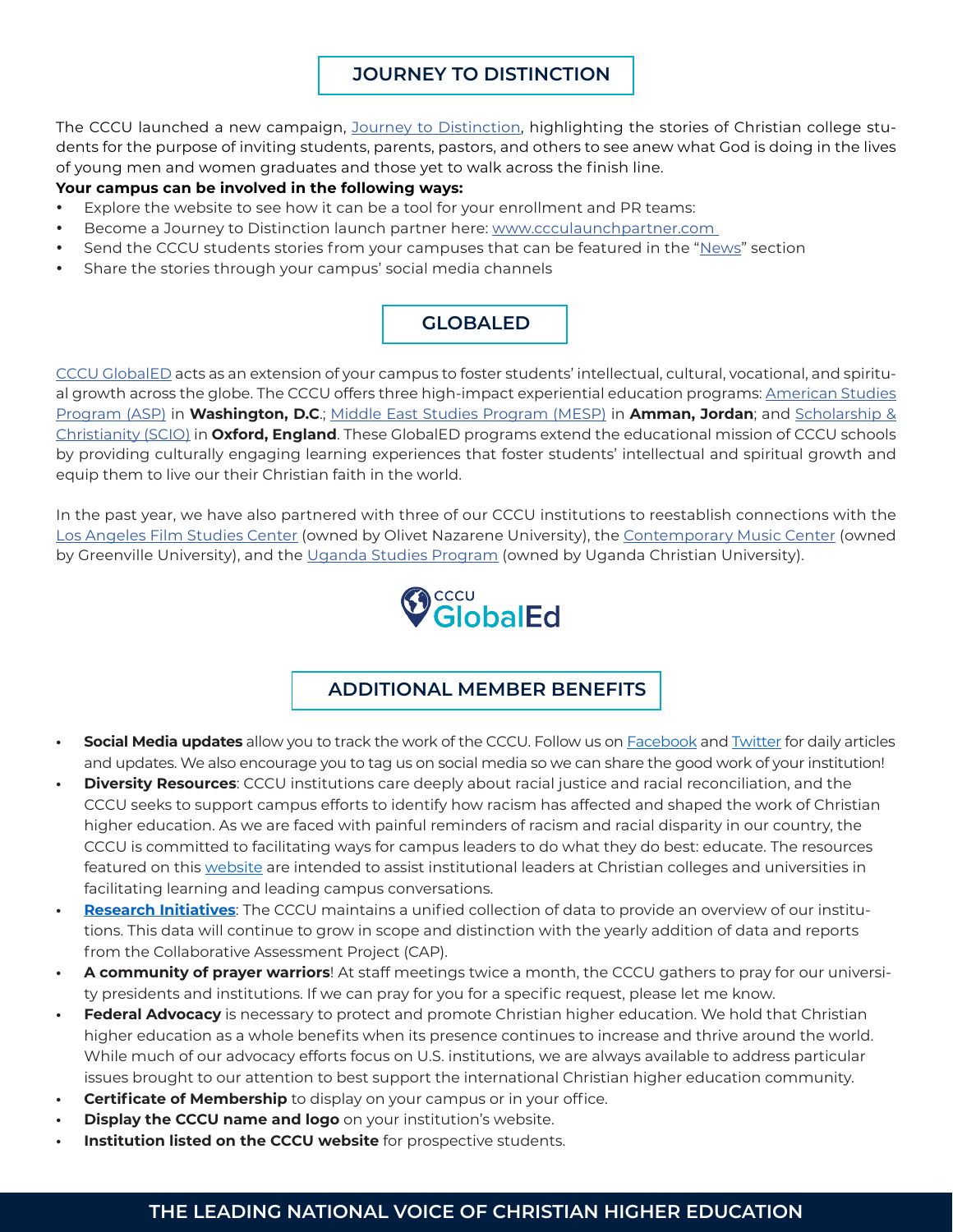## JOURNEY TO DISTINCTION

The CCCU launched a new campaign, Journey to Distinction, highlighting the stories of Christian college students for the purpose of inviting students, parents, pastors, and others to see anew what God is doing in the lives of young men and women graduates and those yet to walk across the finish line.

**Your campus can be involved in the following ways:**

- Explore the website to see how it can be a tool for your enrollment and PR teams:
- Become a Journey to Distinction launch partner here: www.ccculaunchpartner.com
- Send the CCCU students stories from your campuses that can be featured in the "News" section
- Share the stories through your campus' social media channels

## GLOBALED

CCCU GlobalED acts as an extension of your campus to foster students' intellectual, cultural, vocational, and spiritual growth across the globe. The CCCU offers three high-impact experiential education programs: American Studies Program (ASP) in **Washington, D.C**.; Middle East Studies Program (MESP) in **Amman, Jordan**; and Scholarship & Christianity (SCIO) in **Oxford, England**. These GlobalED programs extend the educational mission of CCCU schools by providing culturally engaging learning experiences that foster students' intellectual and spiritual growth and equip them to live our their Christian faith in the world.

In the past year, we have also partnered with three of our CCCU institutions to reestablish connections with the Los Angeles Film Studies Center (owned by Olivet Nazarene University), the Contemporary Music Center (owned by Greenville University), and the Uganda Studies Program (owned by Uganda Christian University).

CCCU GlobalEd

## ADDITIONAL MEMBER BENEFITS

- **Social Media updates** allow you to track the work of the CCCU. Follow us on Facebook and Twitter for daily articles and updates. We also encourage you to tag us on social media so we can share the good work of your institution!
- **Diversity Resources**: CCCU institutions care deeply about racial justice and racial reconciliation, and the CCCU seeks to support campus efforts to identify how racism has affected and shaped the work of Christian higher education. As we are faced with painful reminders of racism and racial disparity in our country, the CCCU is committed to facilitating ways for campus leaders to do what they do best: educate. The resources featured on this website are intended to assist institutional leaders at Christian colleges and universities in facilitating learning and leading campus conversations.
- **Research Initiatives**: The CCCU maintains a unified collection of data to provide an overview of our institutions. This data will continue to grow in scope and distinction with the yearly addition of data and reports from the Collaborative Assessment Project (CAP).
- **A community of prayer warriors**! At staff meetings twice a month, the CCCU gathers to pray for our university presidents and institutions. If we can pray for you for a specific request, please let me know.
- **Federal Advocacy** is necessary to protect and promote Christian higher education. We hold that Christian higher education as a whole benefits when its presence continues to increase and thrive around the world. While much of our advocacy efforts focus on U.S. institutions, we are always available to address particular issues brought to our attention to best support the international Christian higher education community.
- **Certificate of Membership** to display on your campus or in your office.
- **Display the CCCU name and logo** on your institution's website.
- **Institution listed on the CCCU website** for prospective students.

THE LEADING NATIONAL VOICE OF CHRISTIAN HIGHER EDUCATION